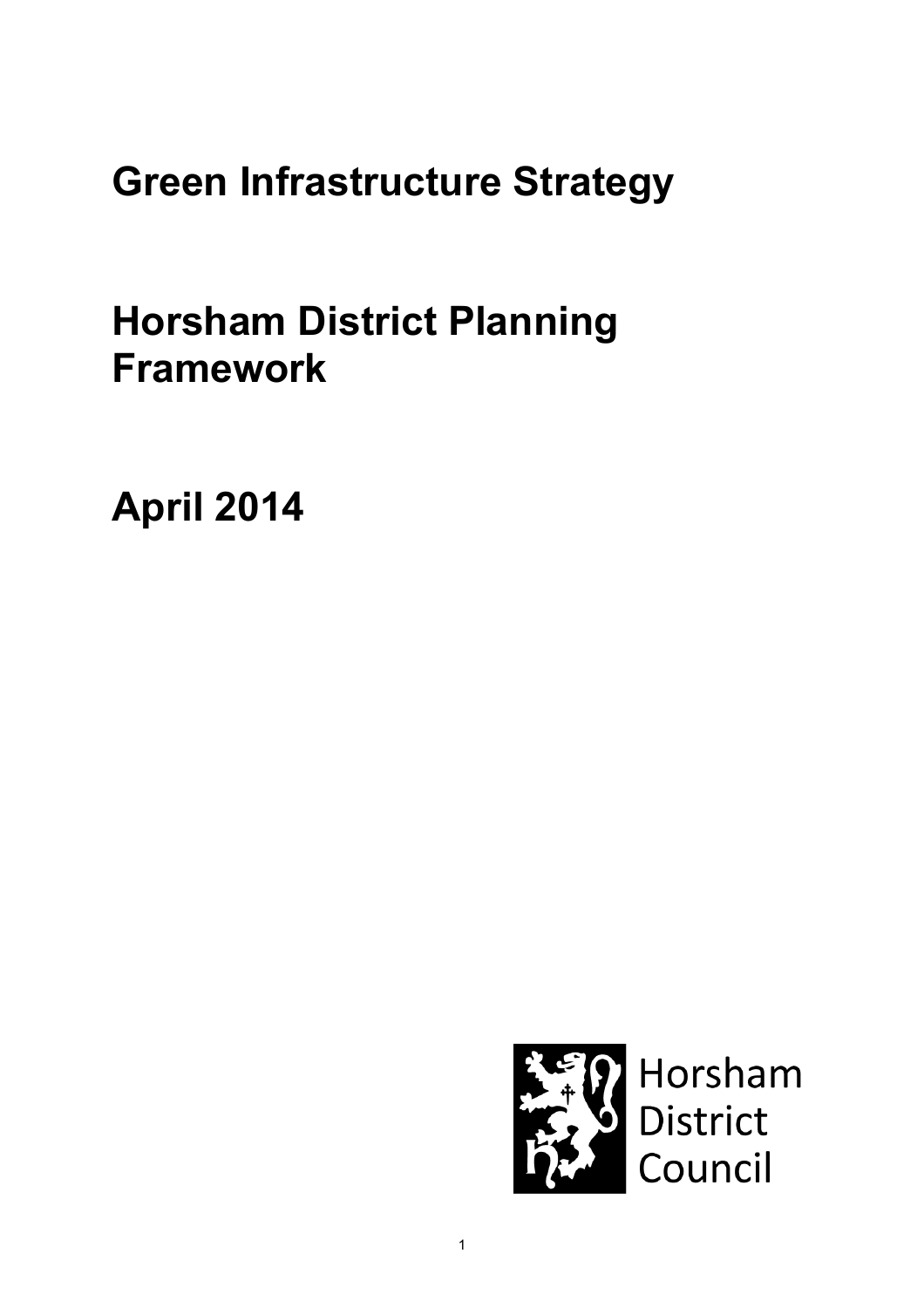# Green Infrastructure Strategy

# Horsham District Planning Framework

# April 2014

Horsham District Council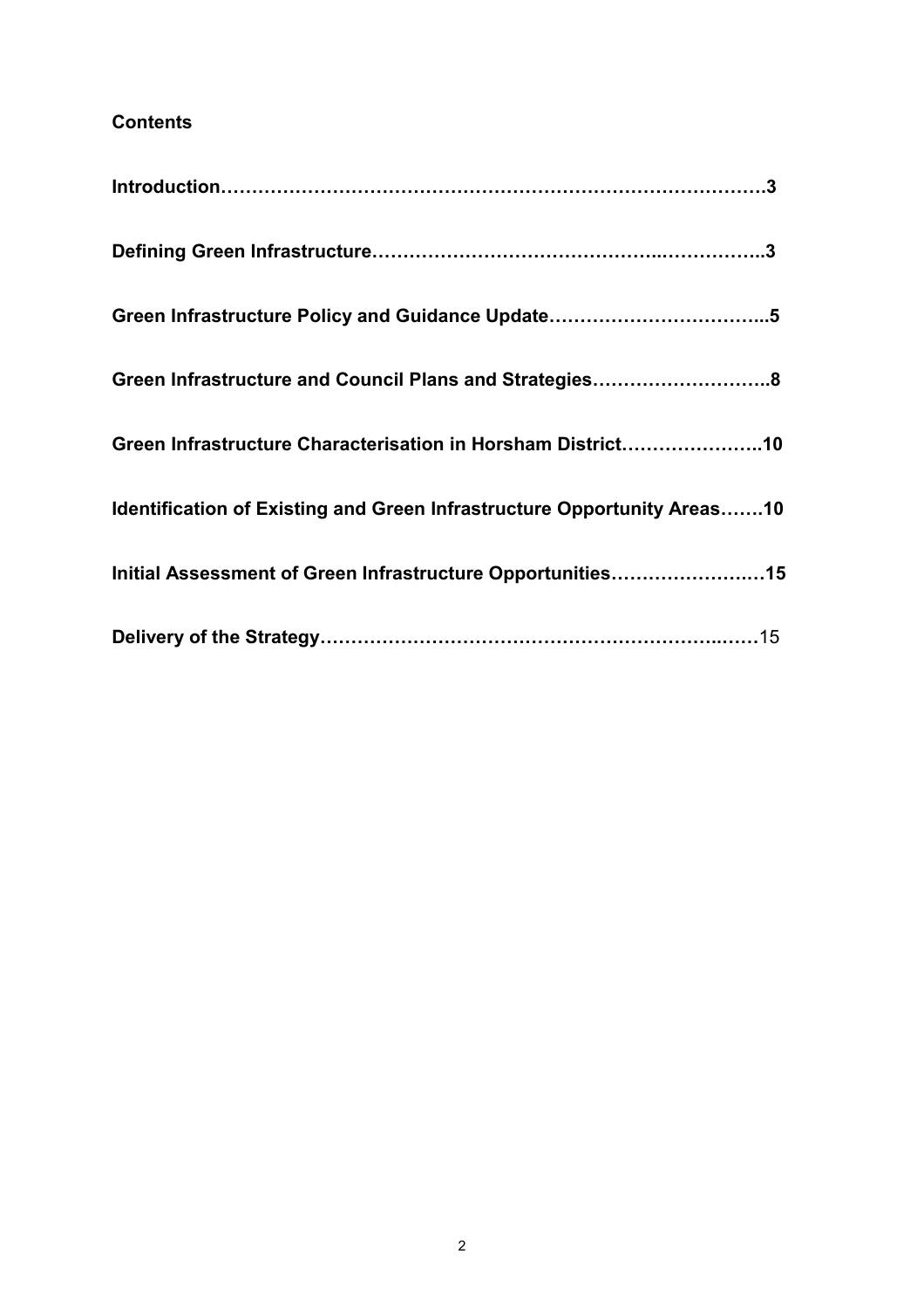## Contents

**Introduction……………………………………………………………………………3**

**Defining Green Infrastructure……………………………………..……………..3**

**Green Infrastructure Policy and Guidance Update……………………………...5**

**Green Infrastructure and Council Plans and Strategies………………………..8**

**Green Infrastructure Characterisation in Horsham District…………………..10**

**Identification of Existing and Green Infrastructure Opportunity Areas…….10**

**Initial Assessment of Green Infrastructure Opportunities…………………..…15**

**Delivery of the Strategy………………………………………………………..……**15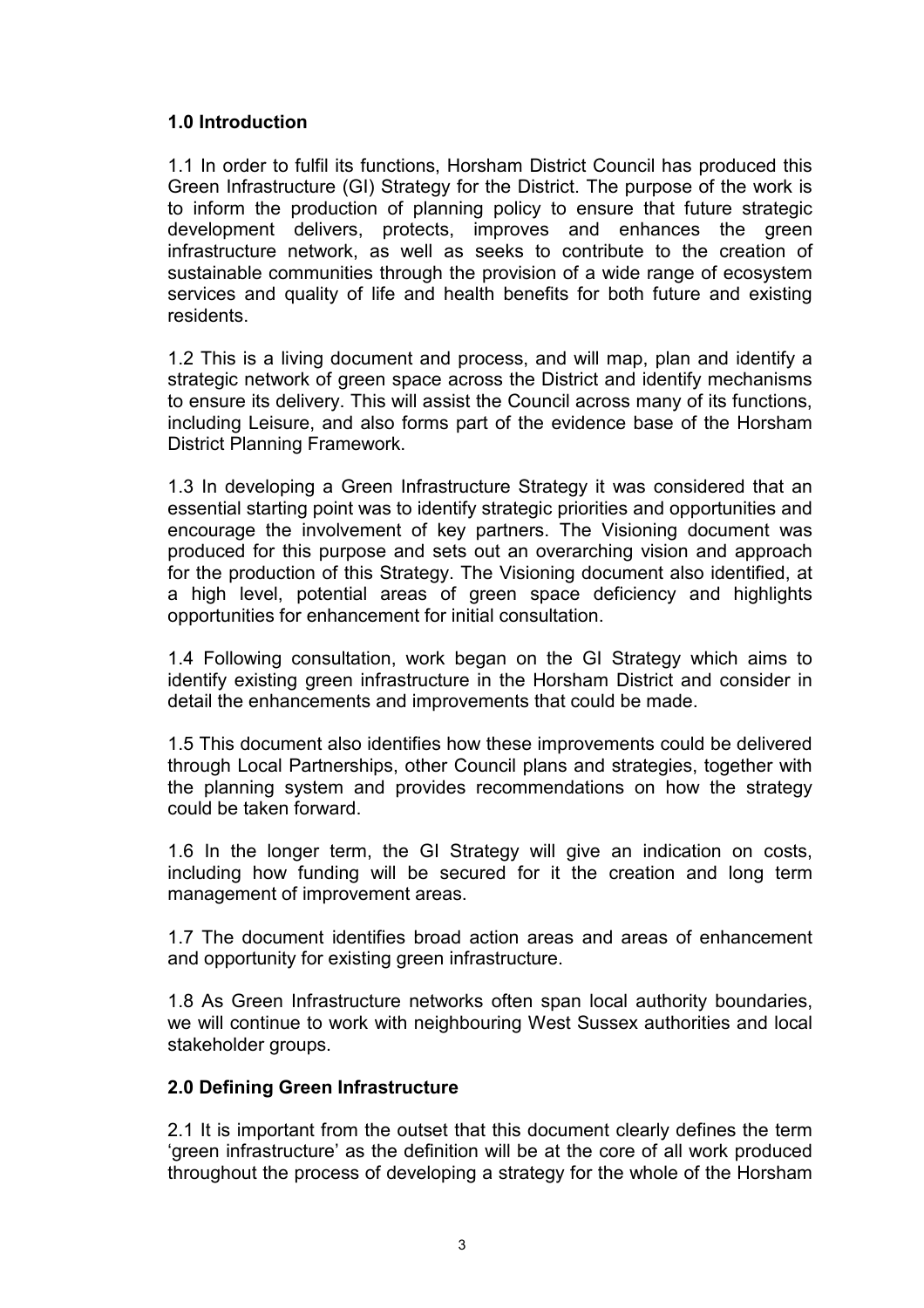## 1.0 Introduction

1.1 In order to fulfil its functions, Horsham District Council has produced this Green Infrastructure (GI) Strategy for the District. The purpose of the work is to inform the production of planning policy to ensure that future strategic development delivers, protects, improves and enhances the green infrastructure network, as well as seeks to contribute to the creation of sustainable communities through the provision of a wide range of ecosystem services and quality of life and health benefits for both future and existing residents.

1.2 This is a living document and process, and will map, plan and identify a strategic network of green space across the District and identify mechanisms to ensure its delivery. This will assist the Council across many of its functions, including Leisure, and also forms part of the evidence base of the Horsham District Planning Framework.

1.3 In developing a Green Infrastructure Strategy it was considered that an essential starting point was to identify strategic priorities and opportunities and encourage the involvement of key partners. The Visioning document was produced for this purpose and sets out an overarching vision and approach for the production of this Strategy. The Visioning document also identified, at a high level, potential areas of green space deficiency and highlights opportunities for enhancement for initial consultation.

1.4 Following consultation, work began on the GI Strategy which aims to identify existing green infrastructure in the Horsham District and consider in detail the enhancements and improvements that could be made.

1.5 This document also identifies how these improvements could be delivered through Local Partnerships, other Council plans and strategies, together with the planning system and provides recommendations on how the strategy could be taken forward.

1.6 In the longer term, the GI Strategy will give an indication on costs, including how funding will be secured for it the creation and long term management of improvement areas.

1.7 The document identifies broad action areas and areas of enhancement and opportunity for existing green infrastructure.

1.8 As Green Infrastructure networks often span local authority boundaries, we will continue to work with neighbouring West Sussex authorities and local stakeholder groups.

## 2.0 Defining Green Infrastructure

2.1 It is important from the outset that this document clearly defines the term 'green infrastructure' as the definition will be at the core of all work produced throughout the process of developing a strategy for the whole of the Horsham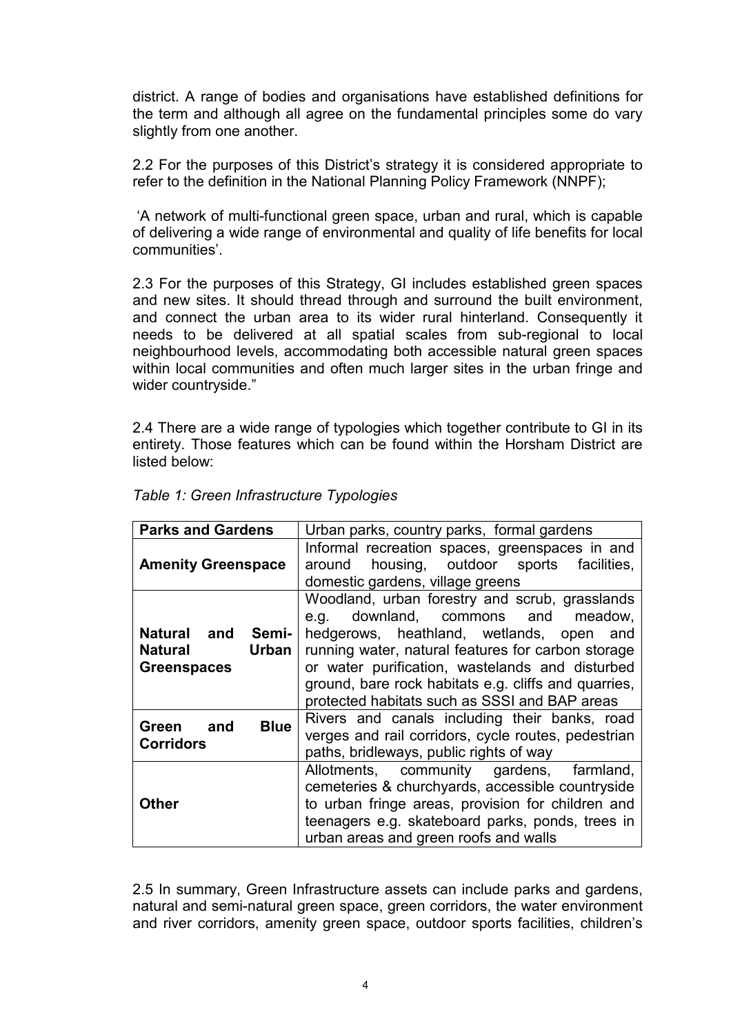district. A range of bodies and organisations have established definitions for the term and although all agree on the fundamental principles some do vary slightly from one another.

2.2 For the purposes of this District's strategy it is considered appropriate to refer to the definition in the National Planning Policy Framework (NNPF);

'A network of multi-functional green space, urban and rural, which is capable of delivering a wide range of environmental and quality of life benefits for local communities'.

2.3 For the purposes of this Strategy, GI includes established green spaces and new sites. It should thread through and surround the built environment, and connect the urban area to its wider rural hinterland. Consequently it needs to be delivered at all spatial scales from sub-regional to local neighbourhood levels, accommodating both accessible natural green spaces within local communities and often much larger sites in the urban fringe and wider countryside."

2.4 There are a wide range of typologies which together contribute to GI in its entirety. Those features which can be found within the Horsham District are listed below:

*Table 1: Green Infrastructure Typologies*

| **Parks and Gardens** | Urban parks, country parks, formal gardens |
|---|---|
| **Amenity Greenspace** | Informal recreation spaces, greenspaces in and around housing, outdoor sports facilities, domestic gardens, village greens |
| **Natural and Semi-Natural Urban Greenspaces** | Woodland, urban forestry and scrub, grasslands e.g. downland, commons and meadow, hedgerows, heathland, wetlands, open and running water, natural features for carbon storage or water purification, wastelands and disturbed ground, bare rock habitats e.g. cliffs and quarries, protected habitats such as SSSI and BAP areas |
| **Green and Blue Corridors** | Rivers and canals including their banks, road verges and rail corridors, cycle routes, pedestrian paths, bridleways, public rights of way |
| **Other** | Allotments, community gardens, farmland, cemeteries & churchyards, accessible countryside to urban fringe areas, provision for children and teenagers e.g. skateboard parks, ponds, trees in urban areas and green roofs and walls |

2.5 In summary, Green Infrastructure assets can include parks and gardens, natural and semi-natural green space, green corridors, the water environment and river corridors, amenity green space, outdoor sports facilities, children's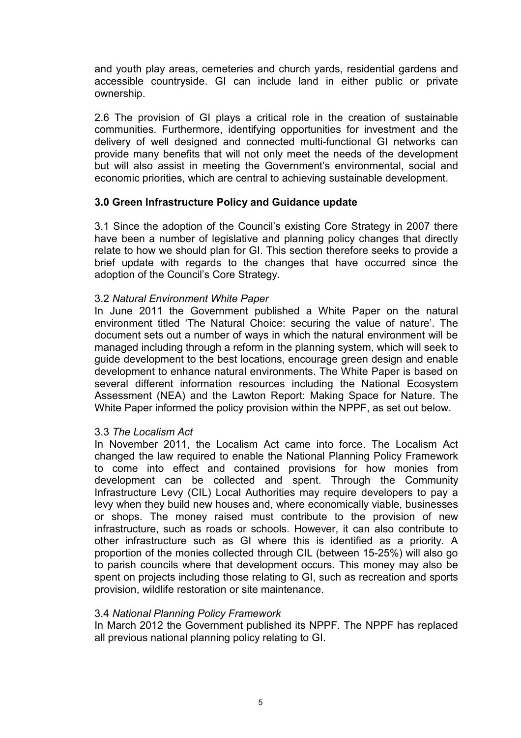and youth play areas, cemeteries and church yards, residential gardens and accessible countryside. GI can include land in either public or private ownership.

2.6 The provision of GI plays a critical role in the creation of sustainable communities. Furthermore, identifying opportunities for investment and the delivery of well designed and connected multi-functional GI networks can provide many benefits that will not only meet the needs of the development but will also assist in meeting the Government's environmental, social and economic priorities, which are central to achieving sustainable development.

## 3.0 Green Infrastructure Policy and Guidance update

3.1 Since the adoption of the Council's existing Core Strategy in 2007 there have been a number of legislative and planning policy changes that directly relate to how we should plan for GI. This section therefore seeks to provide a brief update with regards to the changes that have occurred since the adoption of the Council's Core Strategy.

3.2 *Natural Environment White Paper*
In June 2011 the Government published a White Paper on the natural environment titled 'The Natural Choice: securing the value of nature'. The document sets out a number of ways in which the natural environment will be managed including through a reform in the planning system, which will seek to guide development to the best locations, encourage green design and enable development to enhance natural environments. The White Paper is based on several different information resources including the National Ecosystem Assessment (NEA) and the Lawton Report: Making Space for Nature. The White Paper informed the policy provision within the NPPF, as set out below.

3.3 *The Localism Act*
In November 2011, the Localism Act came into force. The Localism Act changed the law required to enable the National Planning Policy Framework to come into effect and contained provisions for how monies from development can be collected and spent. Through the Community Infrastructure Levy (CIL) Local Authorities may require developers to pay a levy when they build new houses and, where economically viable, businesses or shops. The money raised must contribute to the provision of new infrastructure, such as roads or schools. However, it can also contribute to other infrastructure such as GI where this is identified as a priority. A proportion of the monies collected through CIL (between 15-25%) will also go to parish councils where that development occurs. This money may also be spent on projects including those relating to GI, such as recreation and sports provision, wildlife restoration or site maintenance.

3.4 *National Planning Policy Framework*
In March 2012 the Government published its NPPF. The NPPF has replaced all previous national planning policy relating to GI.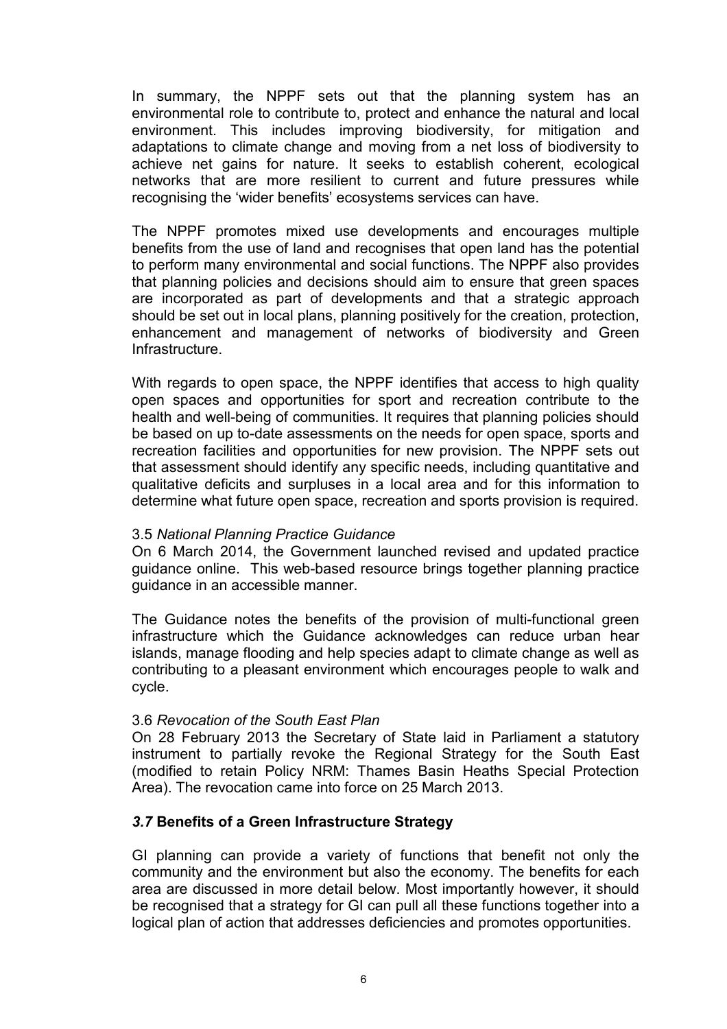In summary, the NPPF sets out that the planning system has an environmental role to contribute to, protect and enhance the natural and local environment. This includes improving biodiversity, for mitigation and adaptations to climate change and moving from a net loss of biodiversity to achieve net gains for nature. It seeks to establish coherent, ecological networks that are more resilient to current and future pressures while recognising the 'wider benefits' ecosystems services can have.

The NPPF promotes mixed use developments and encourages multiple benefits from the use of land and recognises that open land has the potential to perform many environmental and social functions. The NPPF also provides that planning policies and decisions should aim to ensure that green spaces are incorporated as part of developments and that a strategic approach should be set out in local plans, planning positively for the creation, protection, enhancement and management of networks of biodiversity and Green Infrastructure.

With regards to open space, the NPPF identifies that access to high quality open spaces and opportunities for sport and recreation contribute to the health and well-being of communities. It requires that planning policies should be based on up to-date assessments on the needs for open space, sports and recreation facilities and opportunities for new provision. The NPPF sets out that assessment should identify any specific needs, including quantitative and qualitative deficits and surpluses in a local area and for this information to determine what future open space, recreation and sports provision is required.

3.5 *National Planning Practice Guidance*

On 6 March 2014, the Government launched revised and updated practice guidance online. This web-based resource brings together planning practice guidance in an accessible manner.

The Guidance notes the benefits of the provision of multi-functional green infrastructure which the Guidance acknowledges can reduce urban hear islands, manage flooding and help species adapt to climate change as well as contributing to a pleasant environment which encourages people to walk and cycle.

3.6 *Revocation of the South East Plan*

On 28 February 2013 the Secretary of State laid in Parliament a statutory instrument to partially revoke the Regional Strategy for the South East (modified to retain Policy NRM: Thames Basin Heaths Special Protection Area). The revocation came into force on 25 March 2013.

### ***3.7* Benefits of a Green Infrastructure Strategy**

GI planning can provide a variety of functions that benefit not only the community and the environment but also the economy. The benefits for each area are discussed in more detail below. Most importantly however, it should be recognised that a strategy for GI can pull all these functions together into a logical plan of action that addresses deficiencies and promotes opportunities.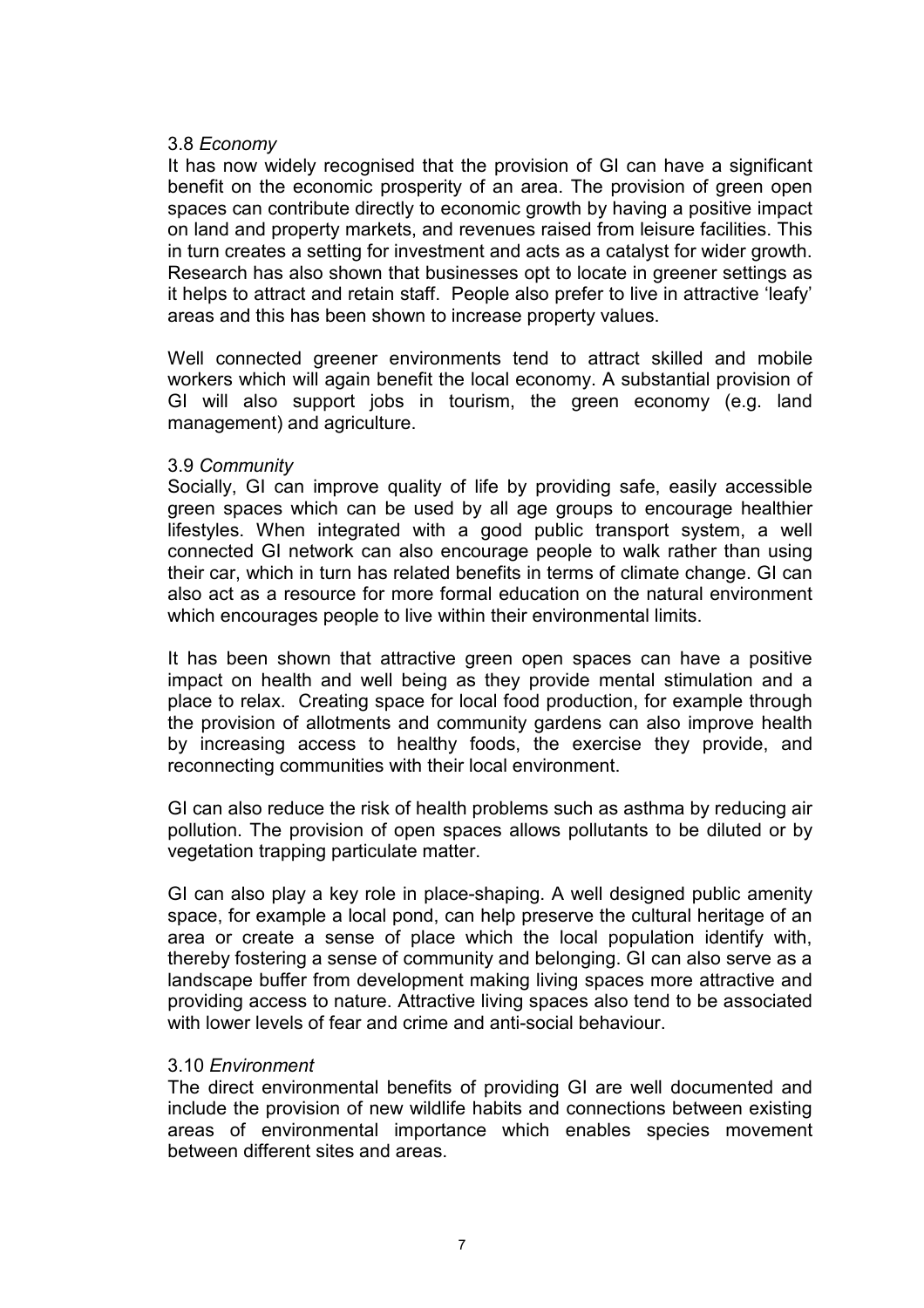3.8 *Economy*

It has now widely recognised that the provision of GI can have a significant benefit on the economic prosperity of an area. The provision of green open spaces can contribute directly to economic growth by having a positive impact on land and property markets, and revenues raised from leisure facilities. This in turn creates a setting for investment and acts as a catalyst for wider growth. Research has also shown that businesses opt to locate in greener settings as it helps to attract and retain staff. People also prefer to live in attractive 'leafy' areas and this has been shown to increase property values.

Well connected greener environments tend to attract skilled and mobile workers which will again benefit the local economy. A substantial provision of GI will also support jobs in tourism, the green economy (e.g. land management) and agriculture.

3.9 *Community*

Socially, GI can improve quality of life by providing safe, easily accessible green spaces which can be used by all age groups to encourage healthier lifestyles. When integrated with a good public transport system, a well connected GI network can also encourage people to walk rather than using their car, which in turn has related benefits in terms of climate change. GI can also act as a resource for more formal education on the natural environment which encourages people to live within their environmental limits.

It has been shown that attractive green open spaces can have a positive impact on health and well being as they provide mental stimulation and a place to relax. Creating space for local food production, for example through the provision of allotments and community gardens can also improve health by increasing access to healthy foods, the exercise they provide, and reconnecting communities with their local environment.

GI can also reduce the risk of health problems such as asthma by reducing air pollution. The provision of open spaces allows pollutants to be diluted or by vegetation trapping particulate matter.

GI can also play a key role in place-shaping. A well designed public amenity space, for example a local pond, can help preserve the cultural heritage of an area or create a sense of place which the local population identify with, thereby fostering a sense of community and belonging. GI can also serve as a landscape buffer from development making living spaces more attractive and providing access to nature. Attractive living spaces also tend to be associated with lower levels of fear and crime and anti-social behaviour.

3.10 *Environment*

The direct environmental benefits of providing GI are well documented and include the provision of new wildlife habits and connections between existing areas of environmental importance which enables species movement between different sites and areas.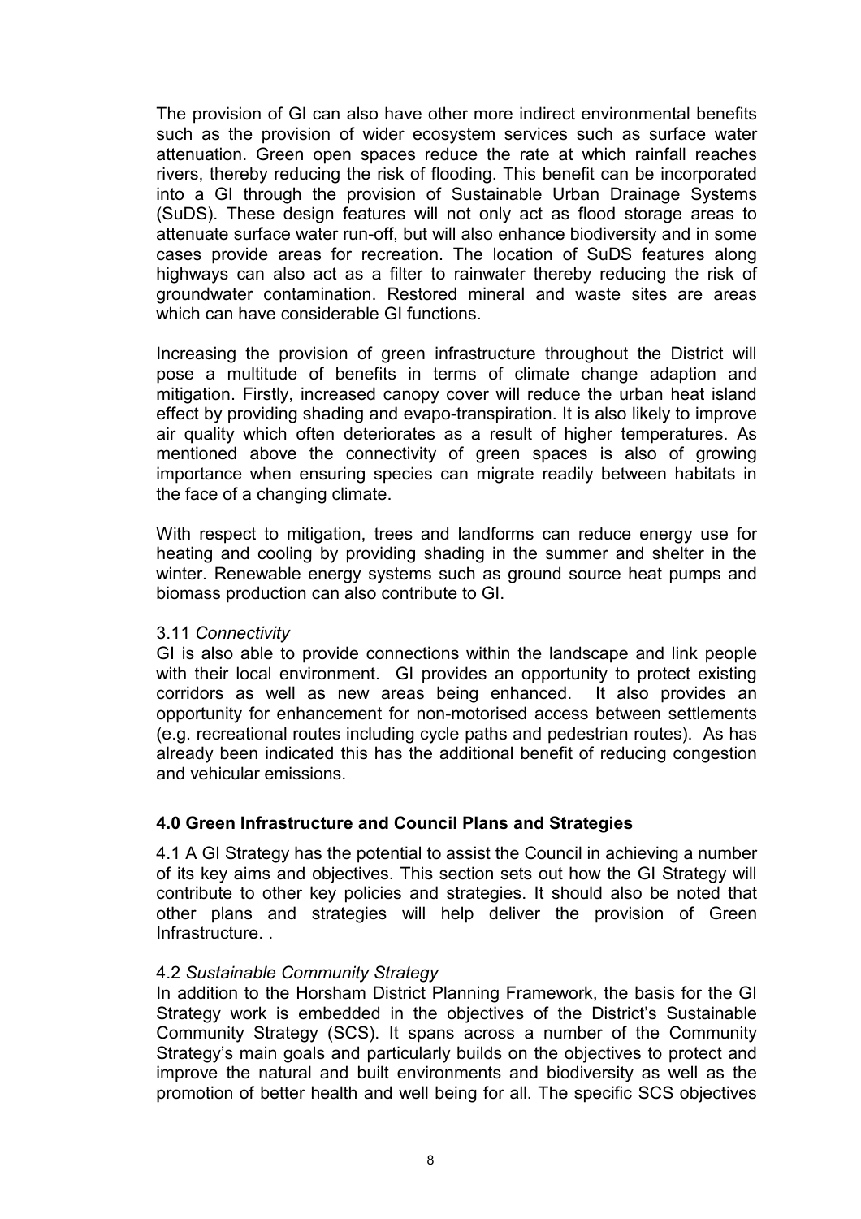The provision of GI can also have other more indirect environmental benefits such as the provision of wider ecosystem services such as surface water attenuation. Green open spaces reduce the rate at which rainfall reaches rivers, thereby reducing the risk of flooding. This benefit can be incorporated into a GI through the provision of Sustainable Urban Drainage Systems (SuDS). These design features will not only act as flood storage areas to attenuate surface water run-off, but will also enhance biodiversity and in some cases provide areas for recreation. The location of SuDS features along highways can also act as a filter to rainwater thereby reducing the risk of groundwater contamination. Restored mineral and waste sites are areas which can have considerable GI functions.

Increasing the provision of green infrastructure throughout the District will pose a multitude of benefits in terms of climate change adaption and mitigation. Firstly, increased canopy cover will reduce the urban heat island effect by providing shading and evapo-transpiration. It is also likely to improve air quality which often deteriorates as a result of higher temperatures. As mentioned above the connectivity of green spaces is also of growing importance when ensuring species can migrate readily between habitats in the face of a changing climate.

With respect to mitigation, trees and landforms can reduce energy use for heating and cooling by providing shading in the summer and shelter in the winter. Renewable energy systems such as ground source heat pumps and biomass production can also contribute to GI.

3.11 *Connectivity*

GI is also able to provide connections within the landscape and link people with their local environment. GI provides an opportunity to protect existing corridors as well as new areas being enhanced. It also provides an opportunity for enhancement for non-motorised access between settlements (e.g. recreational routes including cycle paths and pedestrian routes). As has already been indicated this has the additional benefit of reducing congestion and vehicular emissions.

## 4.0 Green Infrastructure and Council Plans and Strategies

4.1 A GI Strategy has the potential to assist the Council in achieving a number of its key aims and objectives. This section sets out how the GI Strategy will contribute to other key policies and strategies. It should also be noted that other plans and strategies will help deliver the provision of Green Infrastructure. .

4.2 *Sustainable Community Strategy*

In addition to the Horsham District Planning Framework, the basis for the GI Strategy work is embedded in the objectives of the District's Sustainable Community Strategy (SCS). It spans across a number of the Community Strategy's main goals and particularly builds on the objectives to protect and improve the natural and built environments and biodiversity as well as the promotion of better health and well being for all. The specific SCS objectives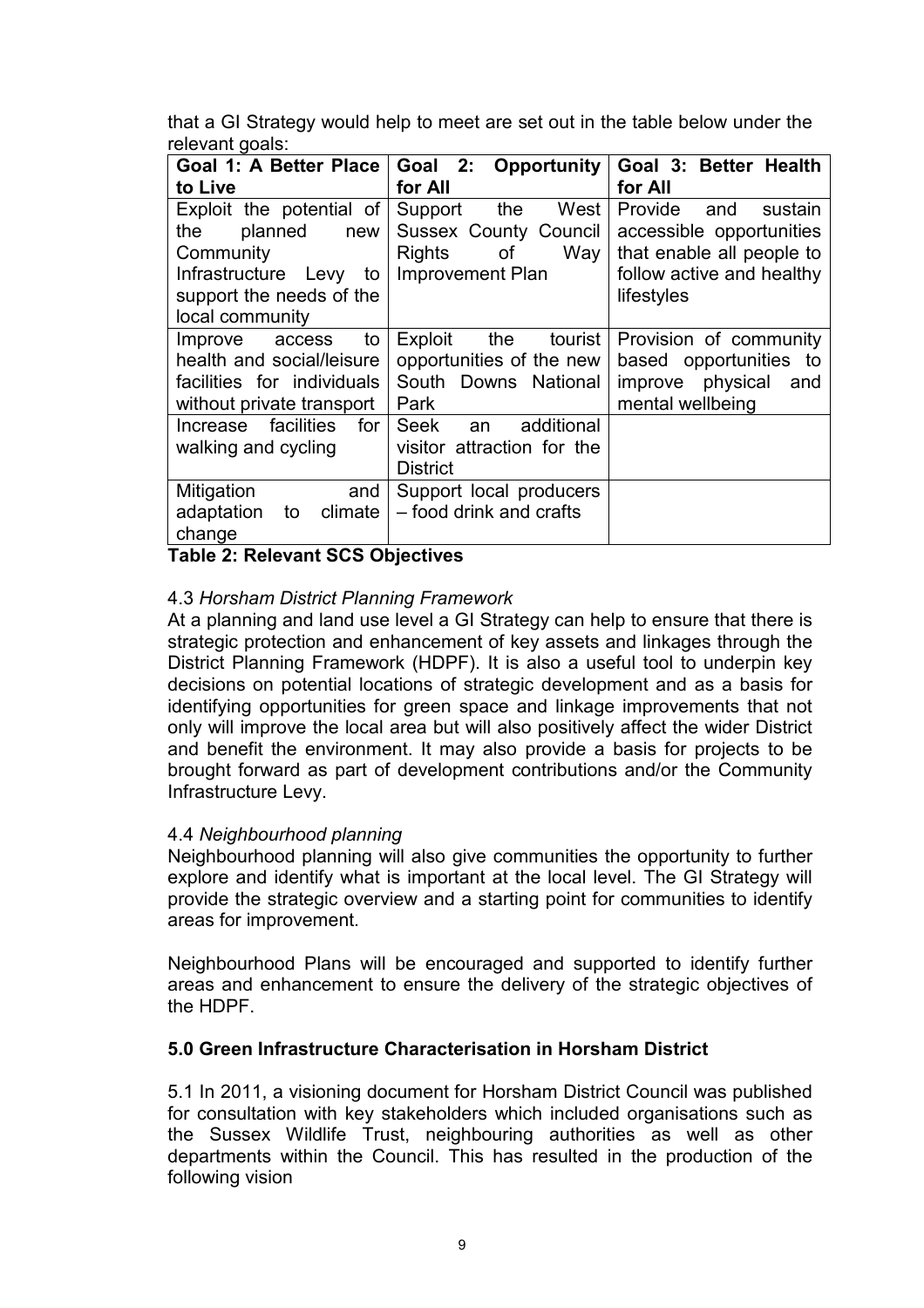that a GI Strategy would help to meet are set out in the table below under the relevant goals:

| Goal 1: A Better Place to Live | Goal 2: Opportunity for All | Goal 3: Better Health for All |
|---|---|---|
| Exploit the potential of the planned new Community Infrastructure Levy to support the needs of the local community | Support the West Sussex County Council Rights of Way Improvement Plan | Provide and sustain accessible opportunities that enable all people to follow active and healthy lifestyles |
| Improve access to health and social/leisure facilities for individuals without private transport | Exploit the tourist opportunities of the new South Downs National Park | Provision of community based opportunities to improve physical and mental wellbeing |
| Increase facilities for walking and cycling | Seek an additional visitor attraction for the District | |
| Mitigation and adaptation to climate change | Support local producers – food drink and crafts | |

**Table 2: Relevant SCS Objectives**

4.3 *Horsham District Planning Framework*

At a planning and land use level a GI Strategy can help to ensure that there is strategic protection and enhancement of key assets and linkages through the District Planning Framework (HDPF). It is also a useful tool to underpin key decisions on potential locations of strategic development and as a basis for identifying opportunities for green space and linkage improvements that not only will improve the local area but will also positively affect the wider District and benefit the environment. It may also provide a basis for projects to be brought forward as part of development contributions and/or the Community Infrastructure Levy.

4.4 *Neighbourhood planning*

Neighbourhood planning will also give communities the opportunity to further explore and identify what is important at the local level. The GI Strategy will provide the strategic overview and a starting point for communities to identify areas for improvement.

Neighbourhood Plans will be encouraged and supported to identify further areas and enhancement to ensure the delivery of the strategic objectives of the HDPF.

## 5.0 Green Infrastructure Characterisation in Horsham District

5.1 In 2011, a visioning document for Horsham District Council was published for consultation with key stakeholders which included organisations such as the Sussex Wildlife Trust, neighbouring authorities as well as other departments within the Council. This has resulted in the production of the following vision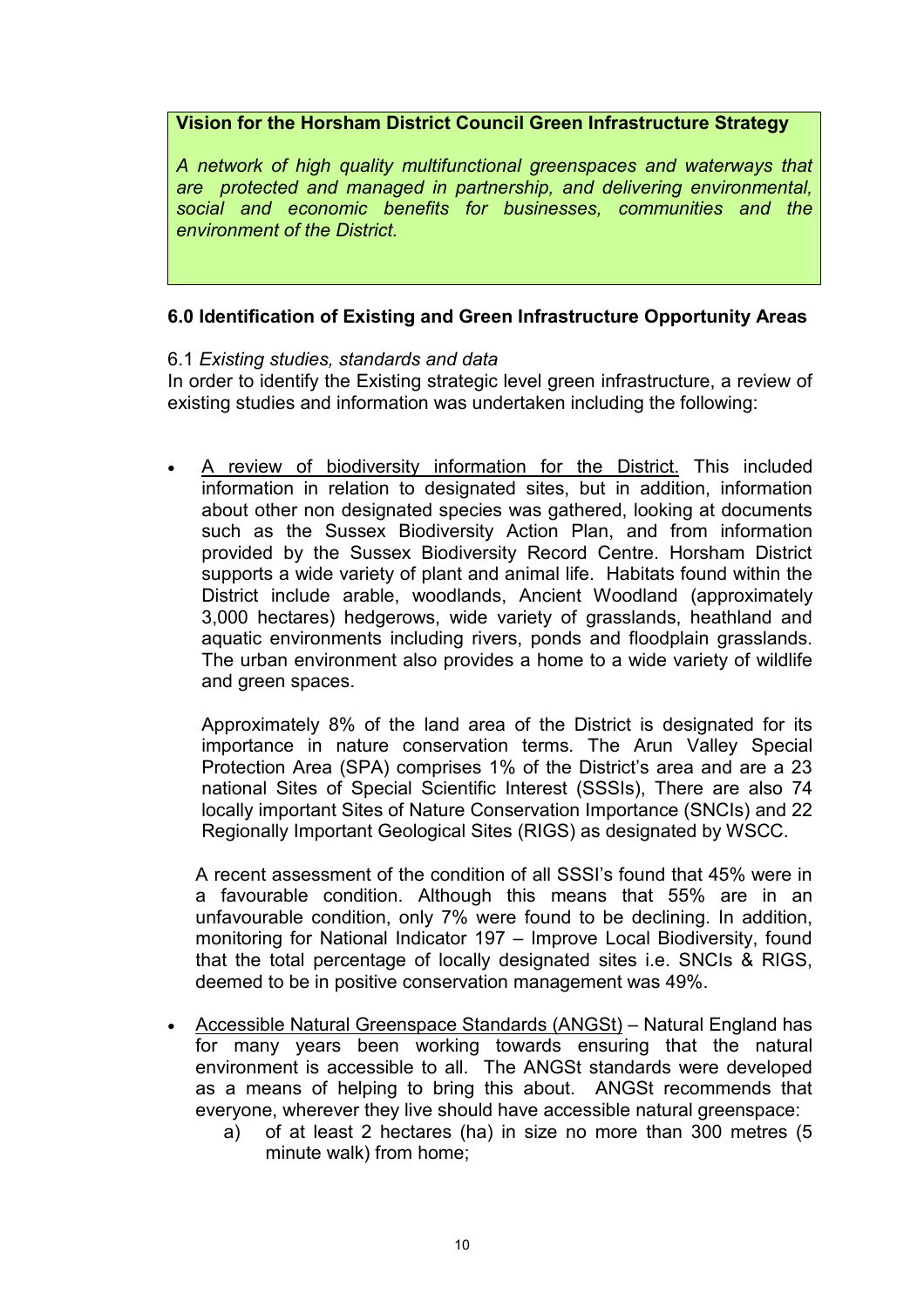**Vision for the Horsham District Council Green Infrastructure Strategy**

*A network of high quality multifunctional greenspaces and waterways that are protected and managed in partnership, and delivering environmental, social and economic benefits for businesses, communities and the environment of the District.*

## 6.0 Identification of Existing and Green Infrastructure Opportunity Areas

6.1 *Existing studies, standards and data*

In order to identify the Existing strategic level green infrastructure, a review of existing studies and information was undertaken including the following:

- <u>A review of biodiversity information for the District.</u> This included information in relation to designated sites, but in addition, information about other non designated species was gathered, looking at documents such as the Sussex Biodiversity Action Plan, and from information provided by the Sussex Biodiversity Record Centre. Horsham District supports a wide variety of plant and animal life. Habitats found within the District include arable, woodlands, Ancient Woodland (approximately 3,000 hectares) hedgerows, wide variety of grasslands, heathland and aquatic environments including rivers, ponds and floodplain grasslands. The urban environment also provides a home to a wide variety of wildlife and green spaces.

  Approximately 8% of the land area of the District is designated for its importance in nature conservation terms. The Arun Valley Special Protection Area (SPA) comprises 1% of the District's area and are a 23 national Sites of Special Scientific Interest (SSSIs), There are also 74 locally important Sites of Nature Conservation Importance (SNCIs) and 22 Regionally Important Geological Sites (RIGS) as designated by WSCC.

  A recent assessment of the condition of all SSSI's found that 45% were in a favourable condition. Although this means that 55% are in an unfavourable condition, only 7% were found to be declining. In addition, monitoring for National Indicator 197 – Improve Local Biodiversity, found that the total percentage of locally designated sites i.e. SNCIs & RIGS, deemed to be in positive conservation management was 49%.

- <u>Accessible Natural Greenspace Standards (ANGSt)</u> – Natural England has for many years been working towards ensuring that the natural environment is accessible to all. The ANGSt standards were developed as a means of helping to bring this about. ANGSt recommends that everyone, wherever they live should have accessible natural greenspace:
  - a) of at least 2 hectares (ha) in size no more than 300 metres (5 minute walk) from home;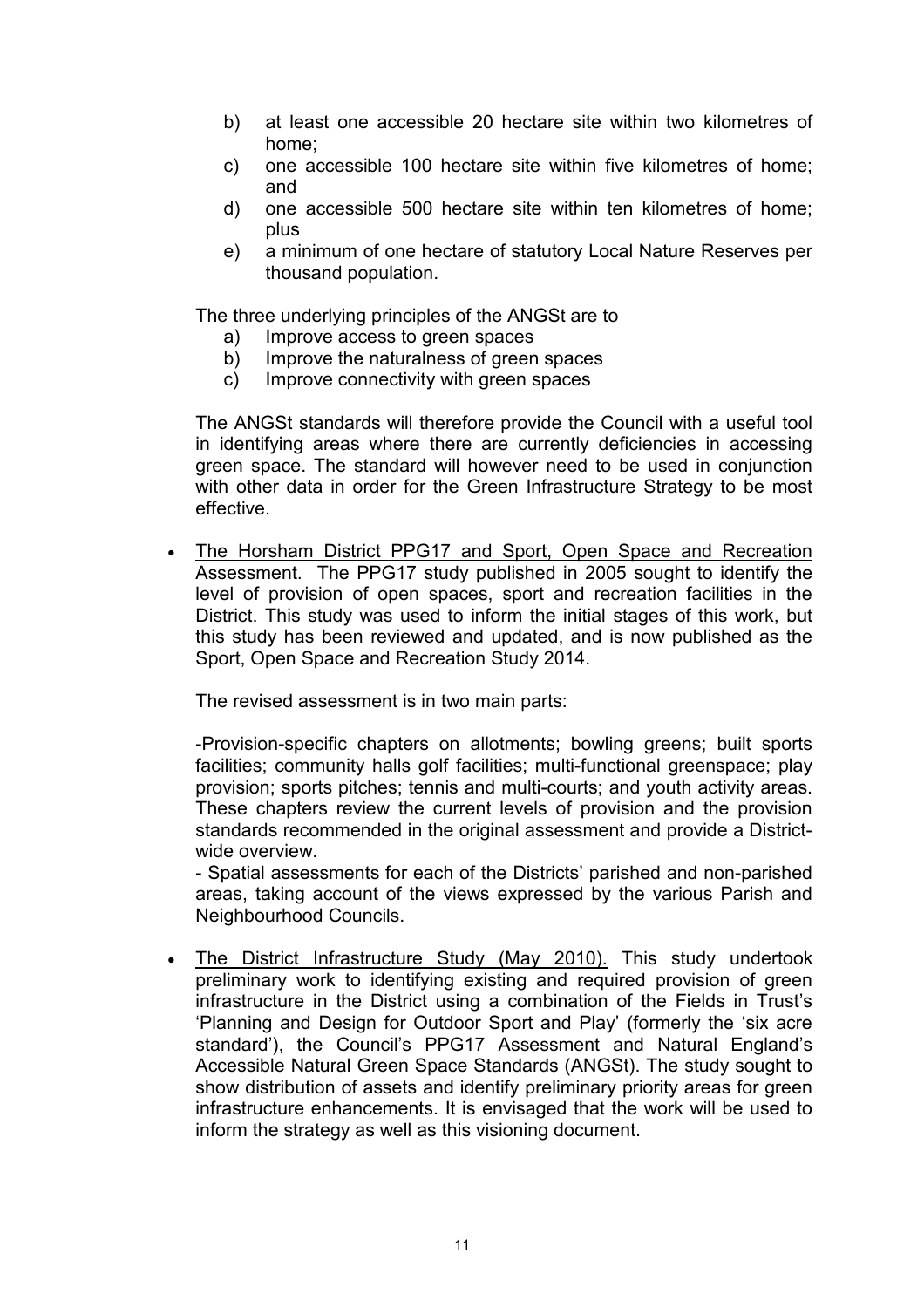b) at least one accessible 20 hectare site within two kilometres of home;
c) one accessible 100 hectare site within five kilometres of home; and
d) one accessible 500 hectare site within ten kilometres of home; plus
e) a minimum of one hectare of statutory Local Nature Reserves per thousand population.

The three underlying principles of the ANGSt are to

a) Improve access to green spaces
b) Improve the naturalness of green spaces
c) Improve connectivity with green spaces

The ANGSt standards will therefore provide the Council with a useful tool in identifying areas where there are currently deficiencies in accessing green space. The standard will however need to be used in conjunction with other data in order for the Green Infrastructure Strategy to be most effective.

- The Horsham District PPG17 and Sport, Open Space and Recreation Assessment. The PPG17 study published in 2005 sought to identify the level of provision of open spaces, sport and recreation facilities in the District. This study was used to inform the initial stages of this work, but this study has been reviewed and updated, and is now published as the Sport, Open Space and Recreation Study 2014.

  The revised assessment is in two main parts:

  -Provision-specific chapters on allotments; bowling greens; built sports facilities; community halls golf facilities; multi-functional greenspace; play provision; sports pitches; tennis and multi-courts; and youth activity areas. These chapters review the current levels of provision and the provision standards recommended in the original assessment and provide a District-wide overview.
  - Spatial assessments for each of the Districts' parished and non-parished areas, taking account of the views expressed by the various Parish and Neighbourhood Councils.

- The District Infrastructure Study (May 2010). This study undertook preliminary work to identifying existing and required provision of green infrastructure in the District using a combination of the Fields in Trust's 'Planning and Design for Outdoor Sport and Play' (formerly the 'six acre standard'), the Council's PPG17 Assessment and Natural England's Accessible Natural Green Space Standards (ANGSt). The study sought to show distribution of assets and identify preliminary priority areas for green infrastructure enhancements. It is envisaged that the work will be used to inform the strategy as well as this visioning document.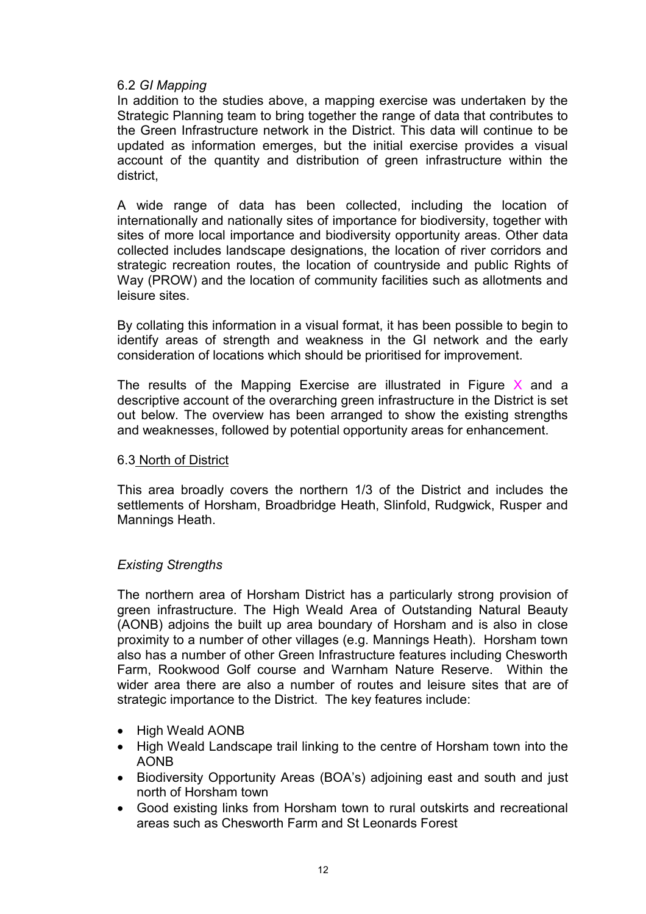## 6.2 *GI Mapping*

In addition to the studies above, a mapping exercise was undertaken by the Strategic Planning team to bring together the range of data that contributes to the Green Infrastructure network in the District. This data will continue to be updated as information emerges, but the initial exercise provides a visual account of the quantity and distribution of green infrastructure within the district,

A wide range of data has been collected, including the location of internationally and nationally sites of importance for biodiversity, together with sites of more local importance and biodiversity opportunity areas. Other data collected includes landscape designations, the location of river corridors and strategic recreation routes, the location of countryside and public Rights of Way (PROW) and the location of community facilities such as allotments and leisure sites.

By collating this information in a visual format, it has been possible to begin to identify areas of strength and weakness in the GI network and the early consideration of locations which should be prioritised for improvement.

The results of the Mapping Exercise are illustrated in Figure X and a descriptive account of the overarching green infrastructure in the District is set out below. The overview has been arranged to show the existing strengths and weaknesses, followed by potential opportunity areas for enhancement.

## 6.3 North of District

This area broadly covers the northern 1/3 of the District and includes the settlements of Horsham, Broadbridge Heath, Slinfold, Rudgwick, Rusper and Mannings Heath.

### *Existing Strengths*

The northern area of Horsham District has a particularly strong provision of green infrastructure. The High Weald Area of Outstanding Natural Beauty (AONB) adjoins the built up area boundary of Horsham and is also in close proximity to a number of other villages (e.g. Mannings Heath). Horsham town also has a number of other Green Infrastructure features including Chesworth Farm, Rookwood Golf course and Warnham Nature Reserve. Within the wider area there are also a number of routes and leisure sites that are of strategic importance to the District. The key features include:

- High Weald AONB
- High Weald Landscape trail linking to the centre of Horsham town into the AONB
- Biodiversity Opportunity Areas (BOA's) adjoining east and south and just north of Horsham town
- Good existing links from Horsham town to rural outskirts and recreational areas such as Chesworth Farm and St Leonards Forest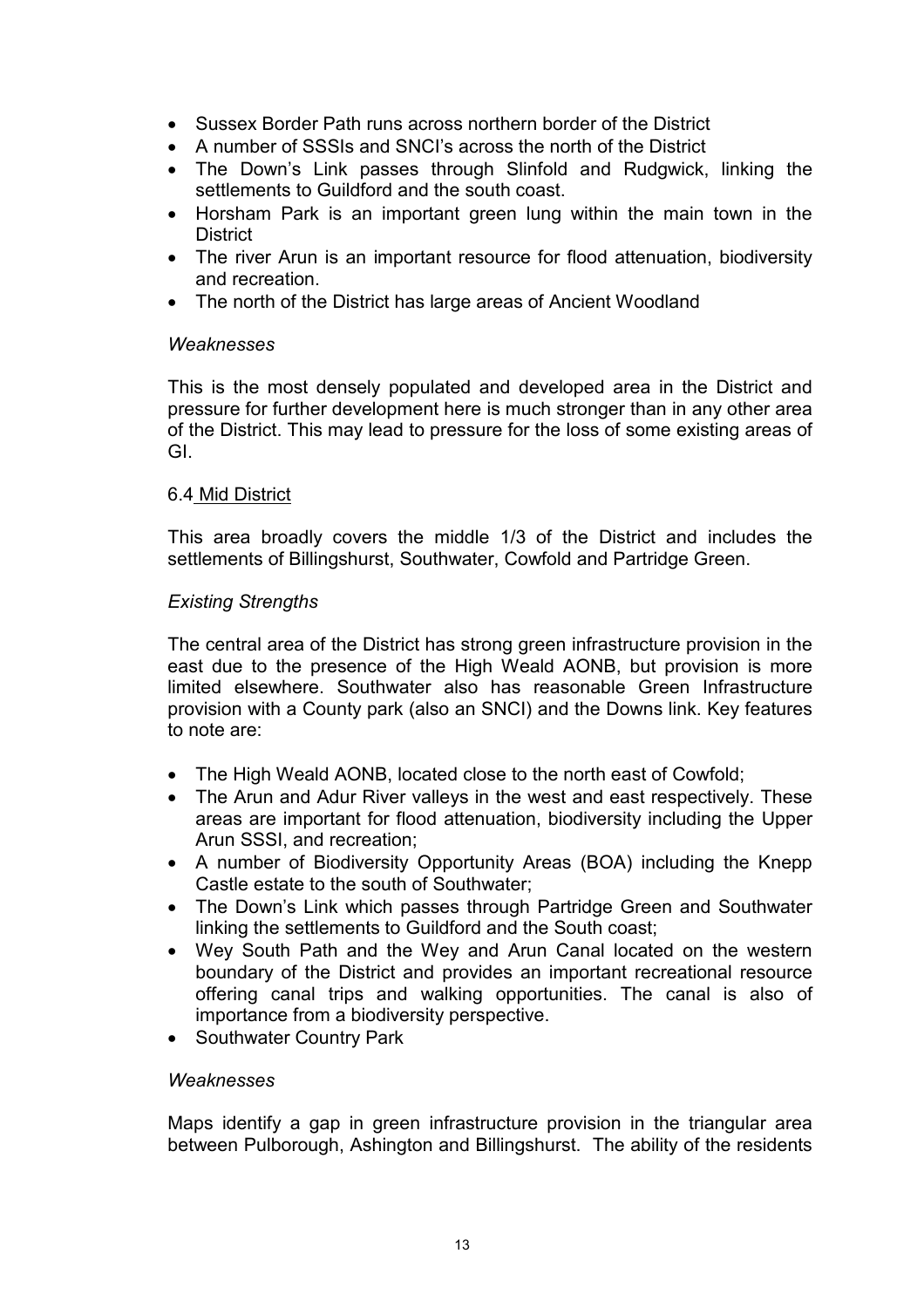- Sussex Border Path runs across northern border of the District
- A number of SSSIs and SNCI's across the north of the District
- The Down's Link passes through Slinfold and Rudgwick, linking the settlements to Guildford and the south coast.
- Horsham Park is an important green lung within the main town in the District
- The river Arun is an important resource for flood attenuation, biodiversity and recreation.
- The north of the District has large areas of Ancient Woodland

*Weaknesses*

This is the most densely populated and developed area in the District and pressure for further development here is much stronger than in any other area of the District. This may lead to pressure for the loss of some existing areas of GI.

6.4 Mid District

This area broadly covers the middle 1/3 of the District and includes the settlements of Billingshurst, Southwater, Cowfold and Partridge Green.

*Existing Strengths*

The central area of the District has strong green infrastructure provision in the east due to the presence of the High Weald AONB, but provision is more limited elsewhere. Southwater also has reasonable Green Infrastructure provision with a County park (also an SNCI) and the Downs link. Key features to note are:

- The High Weald AONB, located close to the north east of Cowfold;
- The Arun and Adur River valleys in the west and east respectively. These areas are important for flood attenuation, biodiversity including the Upper Arun SSSI, and recreation;
- A number of Biodiversity Opportunity Areas (BOA) including the Knepp Castle estate to the south of Southwater;
- The Down's Link which passes through Partridge Green and Southwater linking the settlements to Guildford and the South coast;
- Wey South Path and the Wey and Arun Canal located on the western boundary of the District and provides an important recreational resource offering canal trips and walking opportunities. The canal is also of importance from a biodiversity perspective.
- Southwater Country Park

*Weaknesses*

Maps identify a gap in green infrastructure provision in the triangular area between Pulborough, Ashington and Billingshurst. The ability of the residents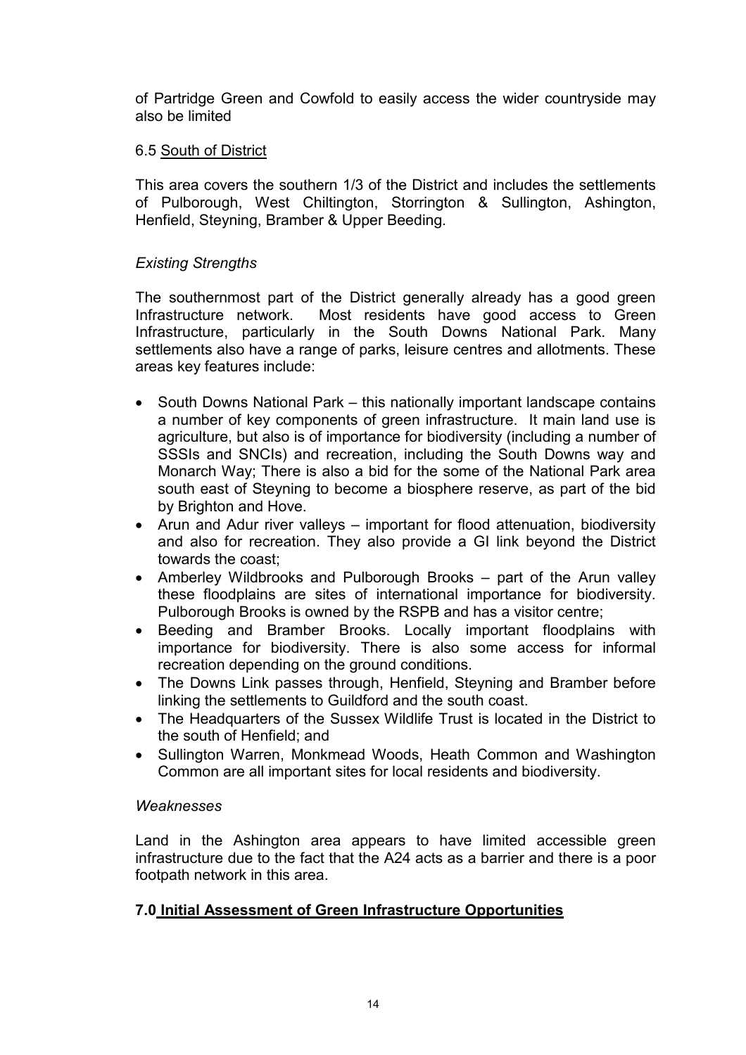of Partridge Green and Cowfold to easily access the wider countryside may also be limited

### 6.5 South of District

This area covers the southern 1/3 of the District and includes the settlements of Pulborough, West Chiltington, Storrington & Sullington, Ashington, Henfield, Steyning, Bramber & Upper Beeding.

*Existing Strengths*

The southernmost part of the District generally already has a good green Infrastructure network. Most residents have good access to Green Infrastructure, particularly in the South Downs National Park. Many settlements also have a range of parks, leisure centres and allotments. These areas key features include:

- South Downs National Park – this nationally important landscape contains a number of key components of green infrastructure. It main land use is agriculture, but also is of importance for biodiversity (including a number of SSSIs and SNCIs) and recreation, including the South Downs way and Monarch Way; There is also a bid for the some of the National Park area south east of Steyning to become a biosphere reserve, as part of the bid by Brighton and Hove.
- Arun and Adur river valleys – important for flood attenuation, biodiversity and also for recreation. They also provide a GI link beyond the District towards the coast;
- Amberley Wildbrooks and Pulborough Brooks – part of the Arun valley these floodplains are sites of international importance for biodiversity. Pulborough Brooks is owned by the RSPB and has a visitor centre;
- Beeding and Bramber Brooks. Locally important floodplains with importance for biodiversity. There is also some access for informal recreation depending on the ground conditions.
- The Downs Link passes through, Henfield, Steyning and Bramber before linking the settlements to Guildford and the south coast.
- The Headquarters of the Sussex Wildlife Trust is located in the District to the south of Henfield; and
- Sullington Warren, Monkmead Woods, Heath Common and Washington Common are all important sites for local residents and biodiversity.

*Weaknesses*

Land in the Ashington area appears to have limited accessible green infrastructure due to the fact that the A24 acts as a barrier and there is a poor footpath network in this area.

## 7.0 Initial Assessment of Green Infrastructure Opportunities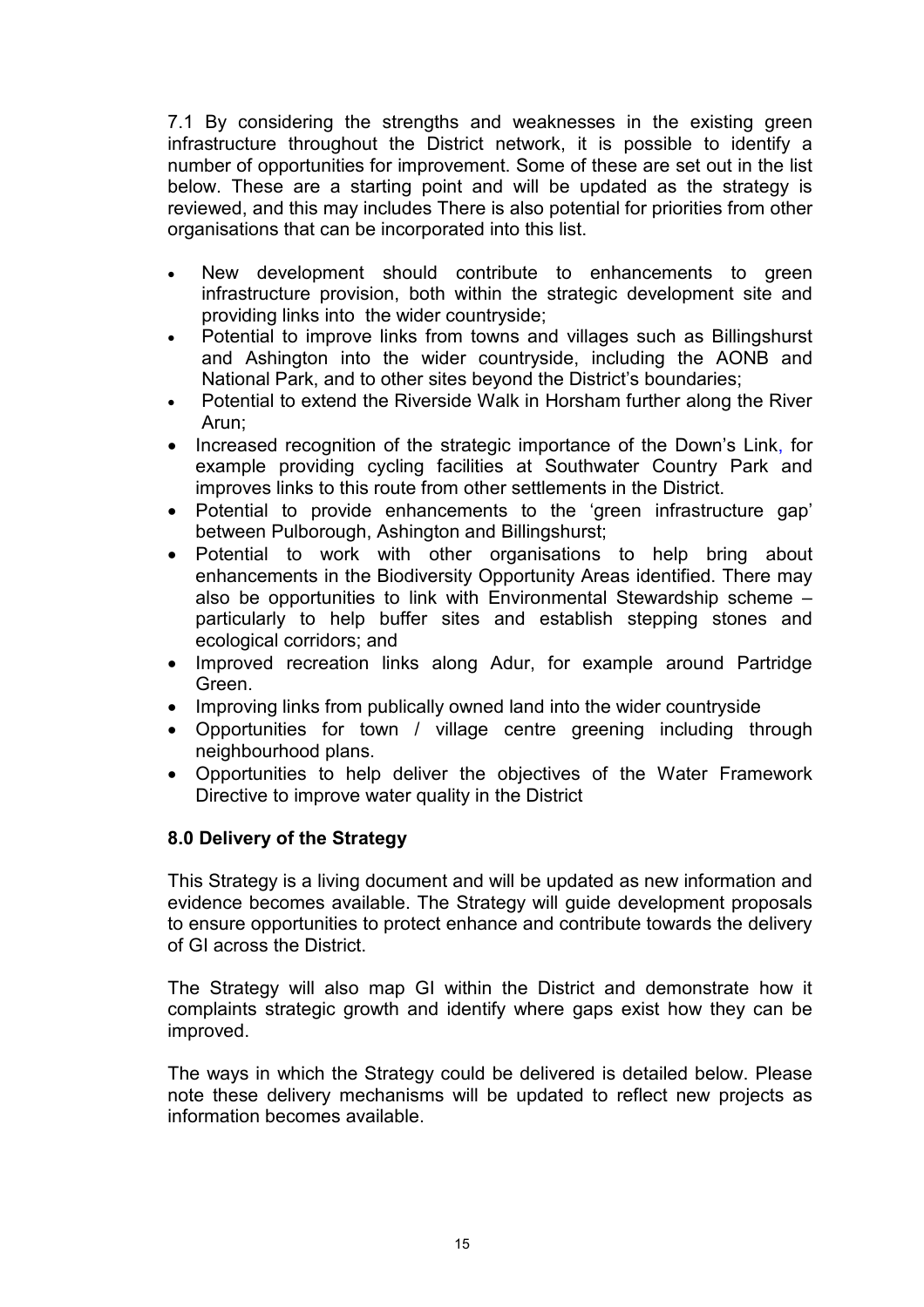7.1 By considering the strengths and weaknesses in the existing green infrastructure throughout the District network, it is possible to identify a number of opportunities for improvement. Some of these are set out in the list below. These are a starting point and will be updated as the strategy is reviewed, and this may includes There is also potential for priorities from other organisations that can be incorporated into this list.

- New development should contribute to enhancements to green infrastructure provision, both within the strategic development site and providing links into the wider countryside;
- Potential to improve links from towns and villages such as Billingshurst and Ashington into the wider countryside, including the AONB and National Park, and to other sites beyond the District's boundaries;
- Potential to extend the Riverside Walk in Horsham further along the River Arun;
- Increased recognition of the strategic importance of the Down's Link, for example providing cycling facilities at Southwater Country Park and improves links to this route from other settlements in the District.
- Potential to provide enhancements to the 'green infrastructure gap' between Pulborough, Ashington and Billingshurst;
- Potential to work with other organisations to help bring about enhancements in the Biodiversity Opportunity Areas identified. There may also be opportunities to link with Environmental Stewardship scheme – particularly to help buffer sites and establish stepping stones and ecological corridors; and
- Improved recreation links along Adur, for example around Partridge Green.
- Improving links from publically owned land into the wider countryside
- Opportunities for town / village centre greening including through neighbourhood plans.
- Opportunities to help deliver the objectives of the Water Framework Directive to improve water quality in the District

## 8.0 Delivery of the Strategy

This Strategy is a living document and will be updated as new information and evidence becomes available. The Strategy will guide development proposals to ensure opportunities to protect enhance and contribute towards the delivery of GI across the District.

The Strategy will also map GI within the District and demonstrate how it complaints strategic growth and identify where gaps exist how they can be improved.

The ways in which the Strategy could be delivered is detailed below. Please note these delivery mechanisms will be updated to reflect new projects as information becomes available.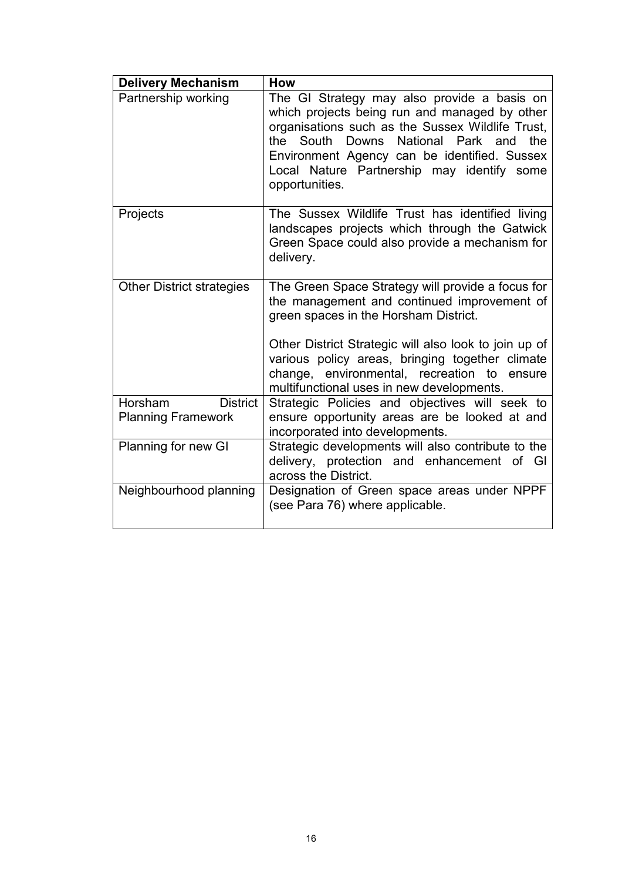| Delivery Mechanism | How |
|---|---|
| Partnership working | The GI Strategy may also provide a basis on which projects being run and managed by other organisations such as the Sussex Wildlife Trust, the South Downs National Park and the Environment Agency can be identified. Sussex Local Nature Partnership may identify some opportunities. |
| Projects | The Sussex Wildlife Trust has identified living landscapes projects which through the Gatwick Green Space could also provide a mechanism for delivery. |
| Other District strategies | The Green Space Strategy will provide a focus for the management and continued improvement of green spaces in the Horsham District.<br><br>Other District Strategic will also look to join up of various policy areas, bringing together climate change, environmental, recreation to ensure multifunctional uses in new developments. |
| Horsham District Planning Framework | Strategic Policies and objectives will seek to ensure opportunity areas are be looked at and incorporated into developments. |
| Planning for new GI | Strategic developments will also contribute to the delivery, protection and enhancement of GI across the District. |
| Neighbourhood planning | Designation of Green space areas under NPPF (see Para 76) where applicable. |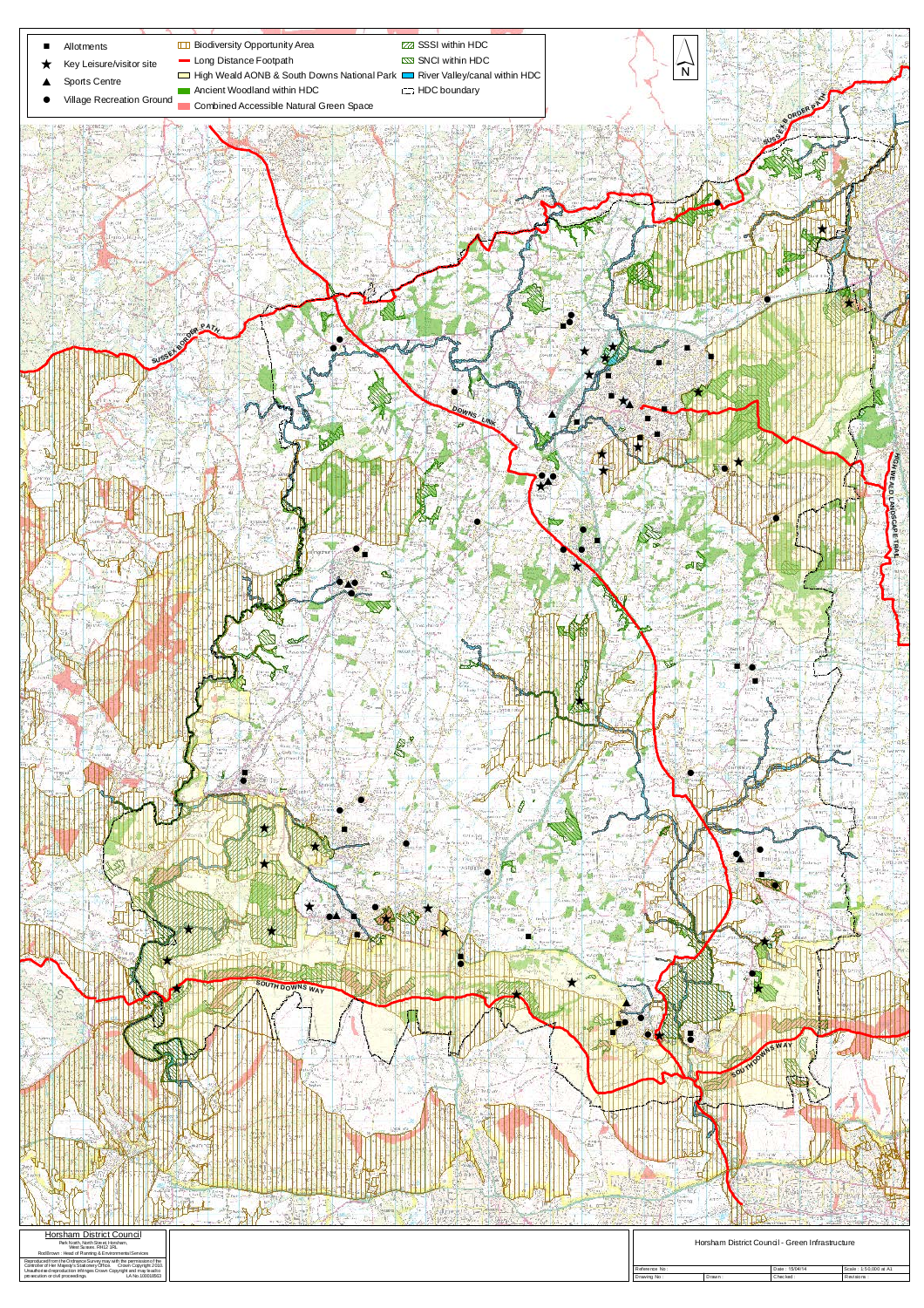- Allotments
- Key Leisure/visitor site
- Sports Centre
- Village Recreation Ground
- Biodiversity Opportunity Area
- Long Distance Footpath
- High Weald AONB & South Downs National Park
- Ancient Woodland within HDC
- Combined Accessible Natural Green Space
- SSSI within HDC
- SNCI within HDC
- River Valley/canal within HDC
- HDC boundary

N

SUSSEX BORDER PATH

DOWNS LINK

HIGH WEALD LANDSCAPE TRAIL

SOUTH DOWNS WAY

Horsham District Council
Park North, North Street, Horsham,
West Sussex, RH12 1RL
Rod Brown : Head of Planning & Environmental Services

Reproduced from the Ordnance Survey map with the permission of the Controller of Her Majesty's Stationery Office. Crown Copyright 2010. Unauthorised reproduction infringes Crown Copyright and may lead to prosecution or civil proceedings. LA No.100018563

Horsham District Council - Green Infrastructure

| | | | |
|---|---|---|---|
| Reference No : | | Date : 15/04/14 | Scale : 1:50,000 at A1 |
| Drawing No : | Drawn : | Checked : | Revisions : |